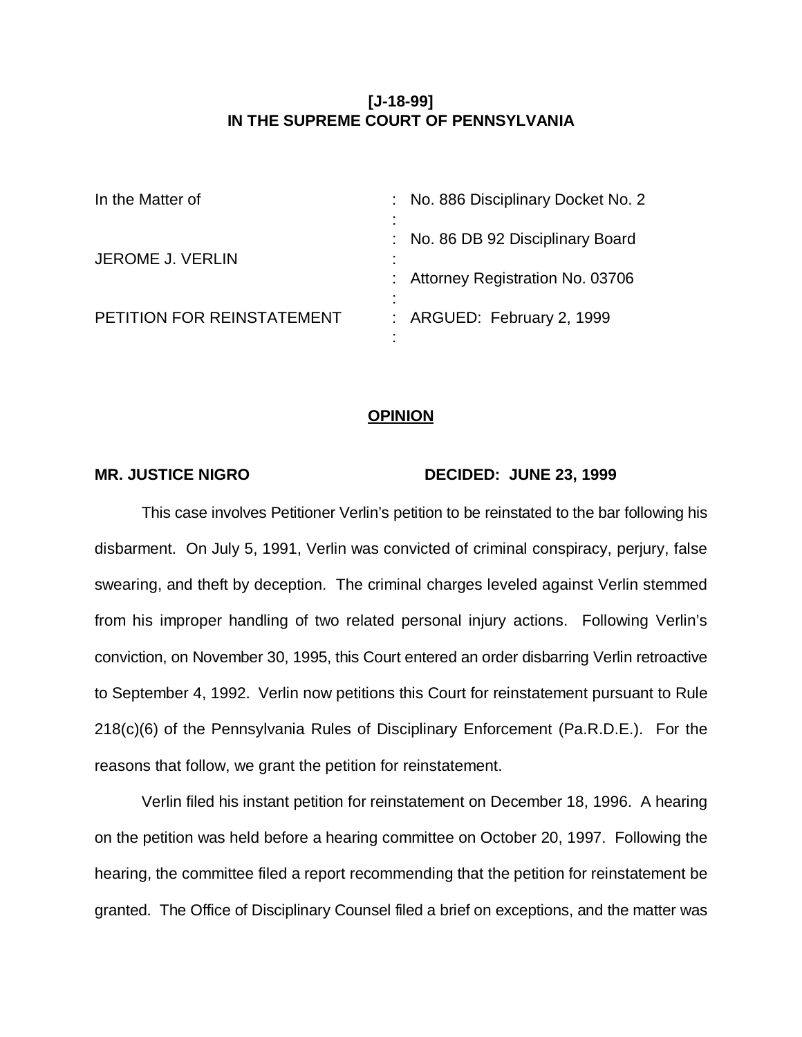**[J-18-99]**
**IN THE SUPREME COURT OF PENNSYLVANIA**

| | | |
|---|---|---|
| In the Matter of | : | No. 886 Disciplinary Docket No. 2 |
| | : | No. 86 DB 92 Disciplinary Board |
| JEROME J. VERLIN | : | Attorney Registration No. 03706 |
| | : | |
| PETITION FOR REINSTATEMENT | : | ARGUED: February 2, 1999 |

**OPINION**

**MR. JUSTICE NIGRO** **DECIDED: JUNE 23, 1999**

This case involves Petitioner Verlin's petition to be reinstated to the bar following his disbarment. On July 5, 1991, Verlin was convicted of criminal conspiracy, perjury, false swearing, and theft by deception. The criminal charges leveled against Verlin stemmed from his improper handling of two related personal injury actions. Following Verlin's conviction, on November 30, 1995, this Court entered an order disbarring Verlin retroactive to September 4, 1992. Verlin now petitions this Court for reinstatement pursuant to Rule 218(c)(6) of the Pennsylvania Rules of Disciplinary Enforcement (Pa.R.D.E.). For the reasons that follow, we grant the petition for reinstatement.

Verlin filed his instant petition for reinstatement on December 18, 1996. A hearing on the petition was held before a hearing committee on October 20, 1997. Following the hearing, the committee filed a report recommending that the petition for reinstatement be granted. The Office of Disciplinary Counsel filed a brief on exceptions, and the matter was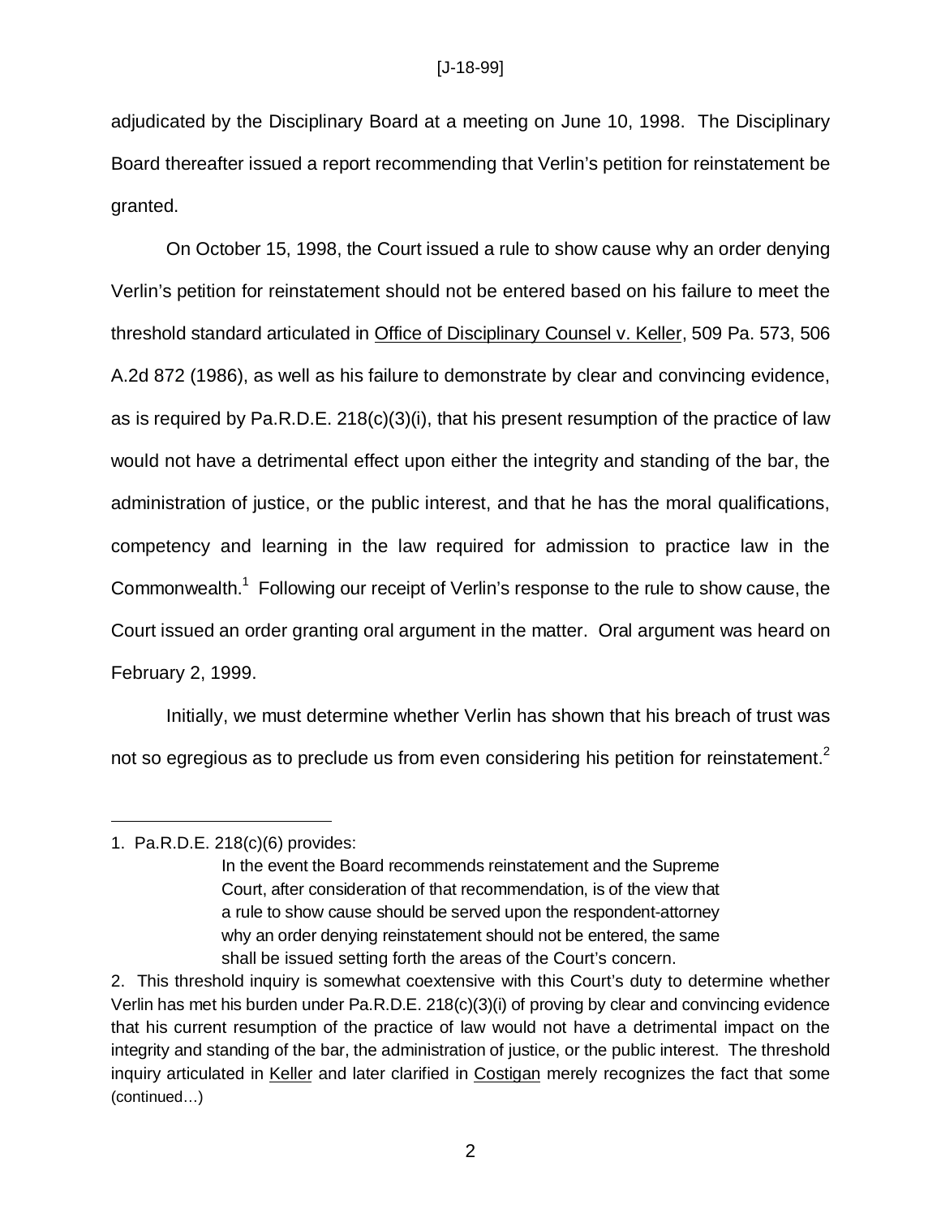adjudicated by the Disciplinary Board at a meeting on June 10, 1998. The Disciplinary Board thereafter issued a report recommending that Verlin's petition for reinstatement be granted.

On October 15, 1998, the Court issued a rule to show cause why an order denying Verlin's petition for reinstatement should not be entered based on his failure to meet the threshold standard articulated in Office of Disciplinary Counsel v. Keller, 509 Pa. 573, 506 A.2d 872 (1986), as well as his failure to demonstrate by clear and convincing evidence, as is required by Pa.R.D.E. 218(c)(3)(i), that his present resumption of the practice of law would not have a detrimental effect upon either the integrity and standing of the bar, the administration of justice, or the public interest, and that he has the moral qualifications, competency and learning in the law required for admission to practice law in the Commonwealth.[1] Following our receipt of Verlin's response to the rule to show cause, the Court issued an order granting oral argument in the matter. Oral argument was heard on February 2, 1999.

Initially, we must determine whether Verlin has shown that his breach of trust was not so egregious as to preclude us from even considering his petition for reinstatement.[2]

---

1. Pa.R.D.E. 218(c)(6) provides:

> In the event the Board recommends reinstatement and the Supreme Court, after consideration of that recommendation, is of the view that a rule to show cause should be served upon the respondent-attorney why an order denying reinstatement should not be entered, the same shall be issued setting forth the areas of the Court's concern.

2. This threshold inquiry is somewhat coextensive with this Court's duty to determine whether Verlin has met his burden under Pa.R.D.E. 218(c)(3)(i) of proving by clear and convincing evidence that his current resumption of the practice of law would not have a detrimental impact on the integrity and standing of the bar, the administration of justice, or the public interest. The threshold inquiry articulated in Keller and later clarified in Costigan merely recognizes the fact that some (continued…)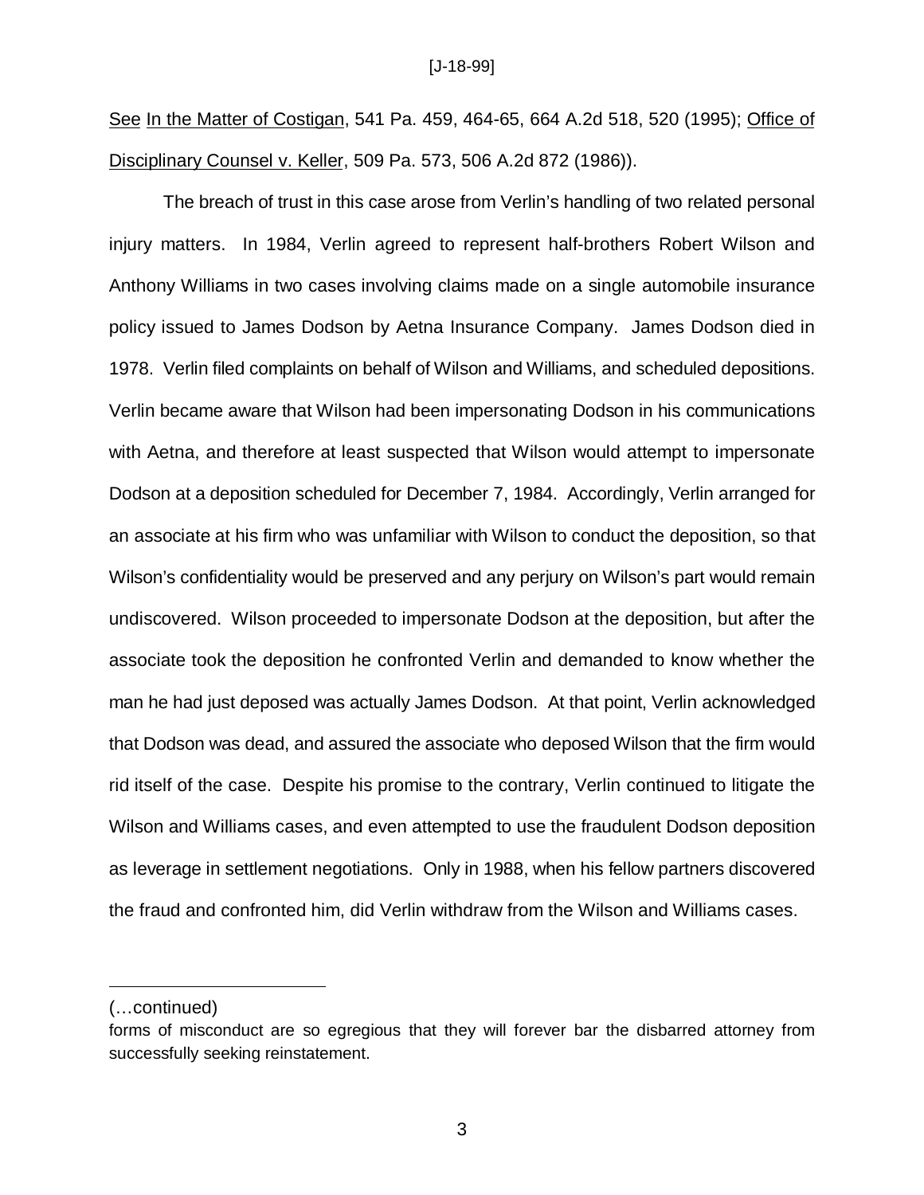See In the Matter of Costigan, 541 Pa. 459, 464-65, 664 A.2d 518, 520 (1995); Office of Disciplinary Counsel v. Keller, 509 Pa. 573, 506 A.2d 872 (1986)).

The breach of trust in this case arose from Verlin's handling of two related personal injury matters. In 1984, Verlin agreed to represent half-brothers Robert Wilson and Anthony Williams in two cases involving claims made on a single automobile insurance policy issued to James Dodson by Aetna Insurance Company. James Dodson died in 1978. Verlin filed complaints on behalf of Wilson and Williams, and scheduled depositions. Verlin became aware that Wilson had been impersonating Dodson in his communications with Aetna, and therefore at least suspected that Wilson would attempt to impersonate Dodson at a deposition scheduled for December 7, 1984. Accordingly, Verlin arranged for an associate at his firm who was unfamiliar with Wilson to conduct the deposition, so that Wilson's confidentiality would be preserved and any perjury on Wilson's part would remain undiscovered. Wilson proceeded to impersonate Dodson at the deposition, but after the associate took the deposition he confronted Verlin and demanded to know whether the man he had just deposed was actually James Dodson. At that point, Verlin acknowledged that Dodson was dead, and assured the associate who deposed Wilson that the firm would rid itself of the case. Despite his promise to the contrary, Verlin continued to litigate the Wilson and Williams cases, and even attempted to use the fraudulent Dodson deposition as leverage in settlement negotiations. Only in 1988, when his fellow partners discovered the fraud and confronted him, did Verlin withdraw from the Wilson and Williams cases.

---

(…continued)

forms of misconduct are so egregious that they will forever bar the disbarred attorney from successfully seeking reinstatement.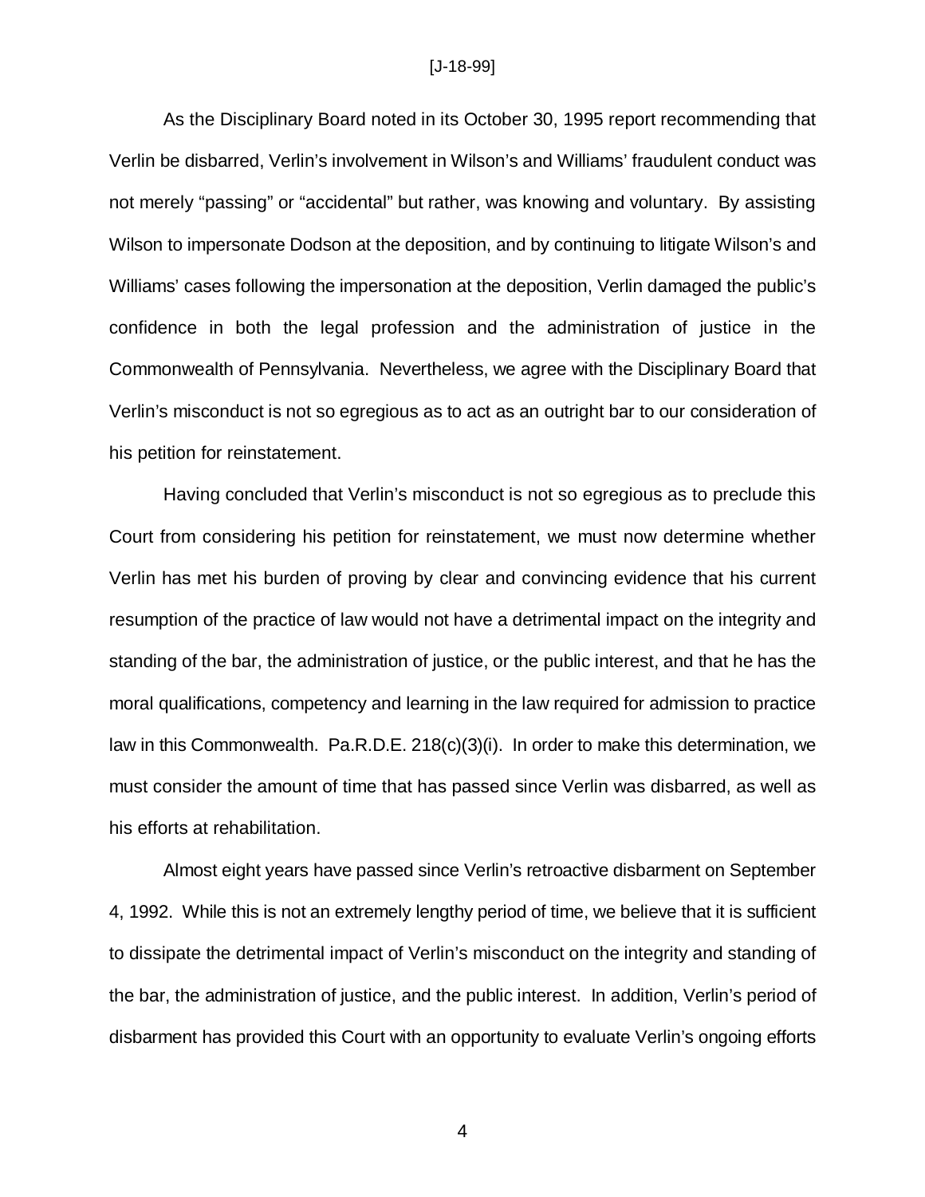As the Disciplinary Board noted in its October 30, 1995 report recommending that Verlin be disbarred, Verlin's involvement in Wilson's and Williams' fraudulent conduct was not merely "passing" or "accidental" but rather, was knowing and voluntary. By assisting Wilson to impersonate Dodson at the deposition, and by continuing to litigate Wilson's and Williams' cases following the impersonation at the deposition, Verlin damaged the public's confidence in both the legal profession and the administration of justice in the Commonwealth of Pennsylvania. Nevertheless, we agree with the Disciplinary Board that Verlin's misconduct is not so egregious as to act as an outright bar to our consideration of his petition for reinstatement.

Having concluded that Verlin's misconduct is not so egregious as to preclude this Court from considering his petition for reinstatement, we must now determine whether Verlin has met his burden of proving by clear and convincing evidence that his current resumption of the practice of law would not have a detrimental impact on the integrity and standing of the bar, the administration of justice, or the public interest, and that he has the moral qualifications, competency and learning in the law required for admission to practice law in this Commonwealth. Pa.R.D.E. 218(c)(3)(i). In order to make this determination, we must consider the amount of time that has passed since Verlin was disbarred, as well as his efforts at rehabilitation.

Almost eight years have passed since Verlin's retroactive disbarment on September 4, 1992. While this is not an extremely lengthy period of time, we believe that it is sufficient to dissipate the detrimental impact of Verlin's misconduct on the integrity and standing of the bar, the administration of justice, and the public interest. In addition, Verlin's period of disbarment has provided this Court with an opportunity to evaluate Verlin's ongoing efforts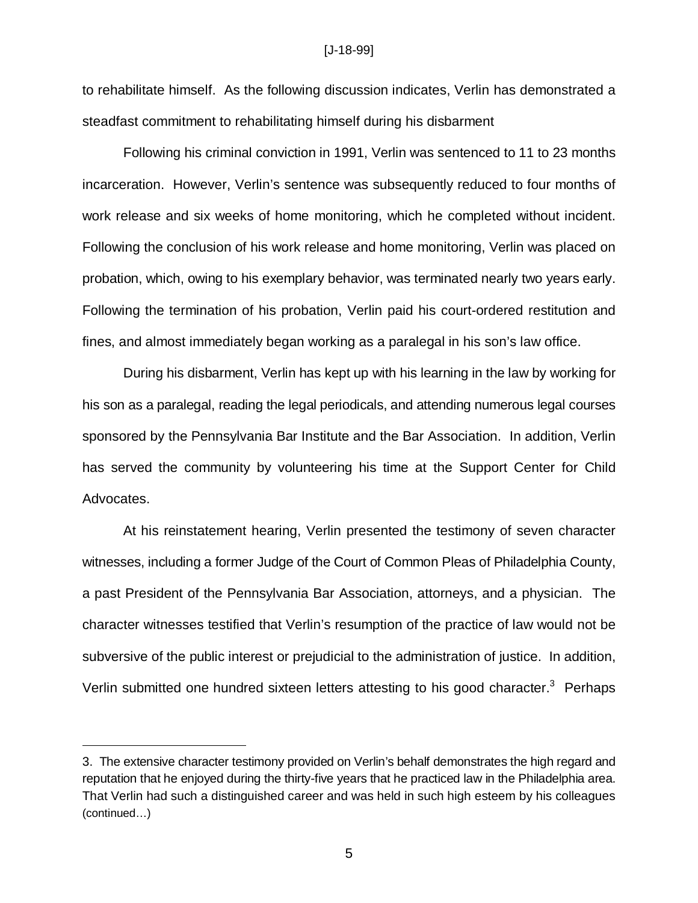to rehabilitate himself. As the following discussion indicates, Verlin has demonstrated a steadfast commitment to rehabilitating himself during his disbarment

Following his criminal conviction in 1991, Verlin was sentenced to 11 to 23 months incarceration. However, Verlin's sentence was subsequently reduced to four months of work release and six weeks of home monitoring, which he completed without incident. Following the conclusion of his work release and home monitoring, Verlin was placed on probation, which, owing to his exemplary behavior, was terminated nearly two years early. Following the termination of his probation, Verlin paid his court-ordered restitution and fines, and almost immediately began working as a paralegal in his son's law office.

During his disbarment, Verlin has kept up with his learning in the law by working for his son as a paralegal, reading the legal periodicals, and attending numerous legal courses sponsored by the Pennsylvania Bar Institute and the Bar Association. In addition, Verlin has served the community by volunteering his time at the Support Center for Child Advocates.

At his reinstatement hearing, Verlin presented the testimony of seven character witnesses, including a former Judge of the Court of Common Pleas of Philadelphia County, a past President of the Pennsylvania Bar Association, attorneys, and a physician. The character witnesses testified that Verlin's resumption of the practice of law would not be subversive of the public interest or prejudicial to the administration of justice. In addition, Verlin submitted one hundred sixteen letters attesting to his good character.[3] Perhaps

---

3. The extensive character testimony provided on Verlin's behalf demonstrates the high regard and reputation that he enjoyed during the thirty-five years that he practiced law in the Philadelphia area. That Verlin had such a distinguished career and was held in such high esteem by his colleagues (continued…)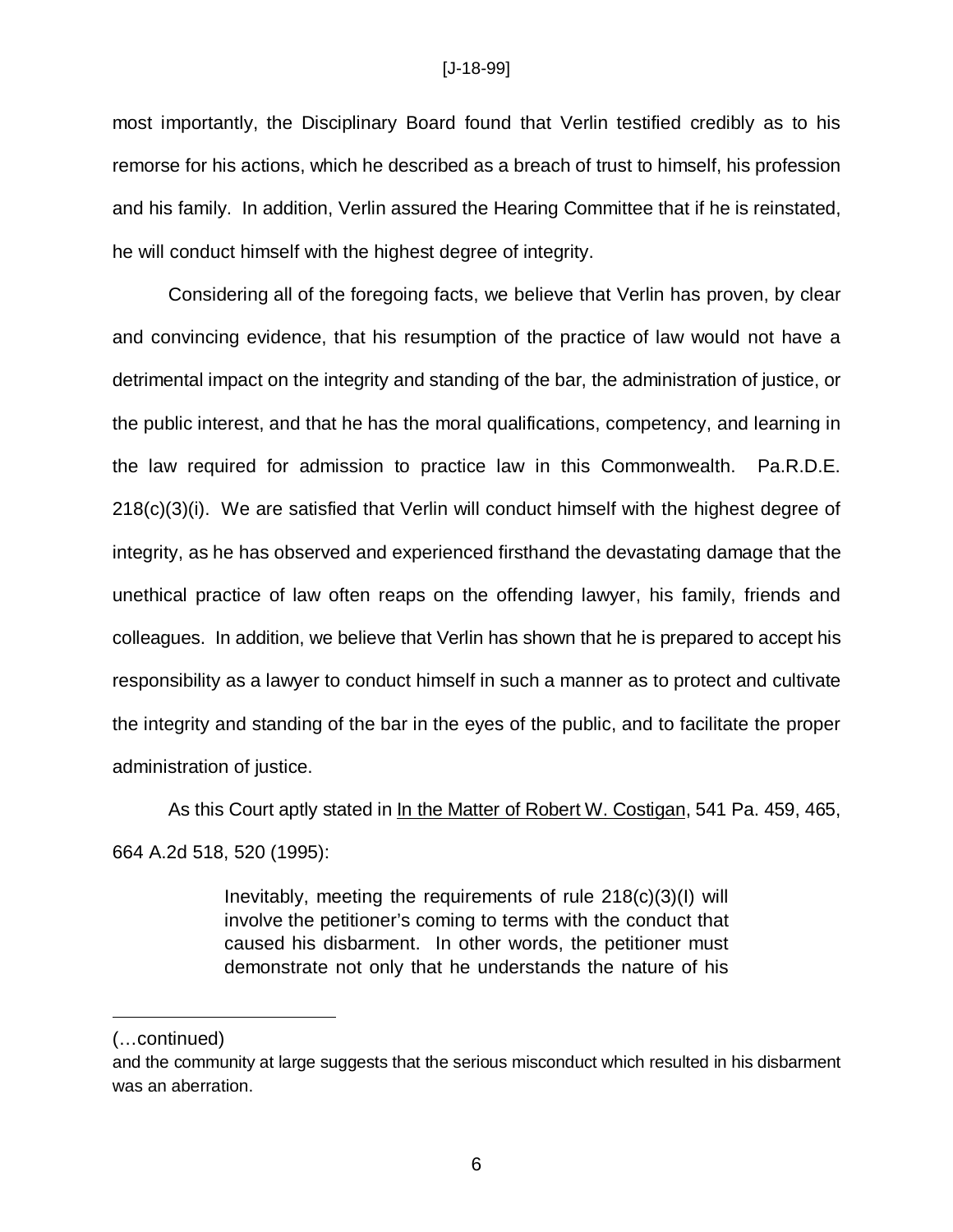most importantly, the Disciplinary Board found that Verlin testified credibly as to his remorse for his actions, which he described as a breach of trust to himself, his profession and his family. In addition, Verlin assured the Hearing Committee that if he is reinstated, he will conduct himself with the highest degree of integrity.

Considering all of the foregoing facts, we believe that Verlin has proven, by clear and convincing evidence, that his resumption of the practice of law would not have a detrimental impact on the integrity and standing of the bar, the administration of justice, or the public interest, and that he has the moral qualifications, competency, and learning in the law required for admission to practice law in this Commonwealth. Pa.R.D.E. 218(c)(3)(i). We are satisfied that Verlin will conduct himself with the highest degree of integrity, as he has observed and experienced firsthand the devastating damage that the unethical practice of law often reaps on the offending lawyer, his family, friends and colleagues. In addition, we believe that Verlin has shown that he is prepared to accept his responsibility as a lawyer to conduct himself in such a manner as to protect and cultivate the integrity and standing of the bar in the eyes of the public, and to facilitate the proper administration of justice.

As this Court aptly stated in In the Matter of Robert W. Costigan, 541 Pa. 459, 465, 664 A.2d 518, 520 (1995):

> Inevitably, meeting the requirements of rule 218(c)(3)(I) will involve the petitioner's coming to terms with the conduct that caused his disbarment. In other words, the petitioner must demonstrate not only that he understands the nature of his

---

(…continued)

and the community at large suggests that the serious misconduct which resulted in his disbarment was an aberration.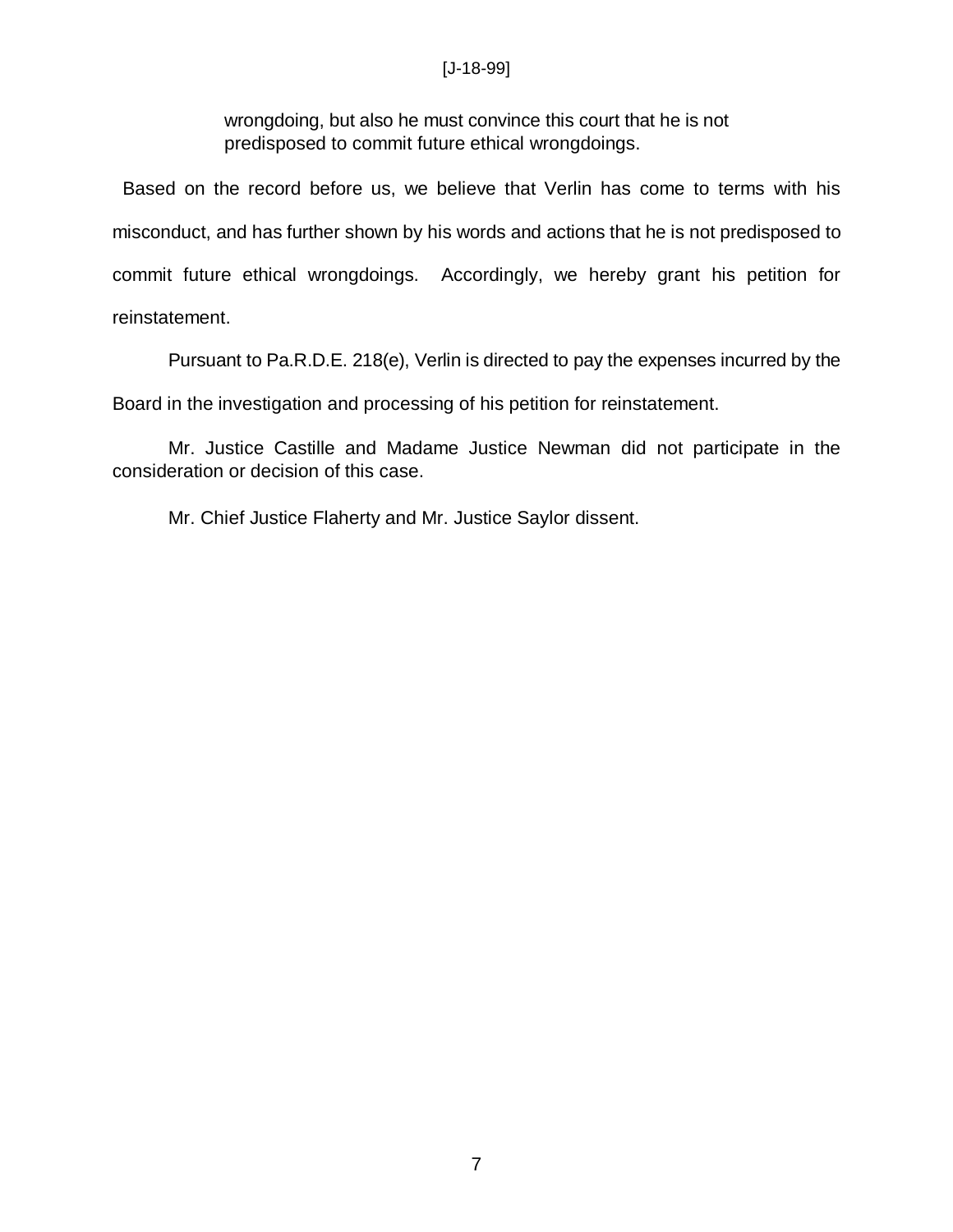> wrongdoing, but also he must convince this court that he is not predisposed to commit future ethical wrongdoings.

Based on the record before us, we believe that Verlin has come to terms with his misconduct, and has further shown by his words and actions that he is not predisposed to commit future ethical wrongdoings. Accordingly, we hereby grant his petition for reinstatement.

Pursuant to Pa.R.D.E. 218(e), Verlin is directed to pay the expenses incurred by the Board in the investigation and processing of his petition for reinstatement.

Mr. Justice Castille and Madame Justice Newman did not participate in the consideration or decision of this case.

Mr. Chief Justice Flaherty and Mr. Justice Saylor dissent.